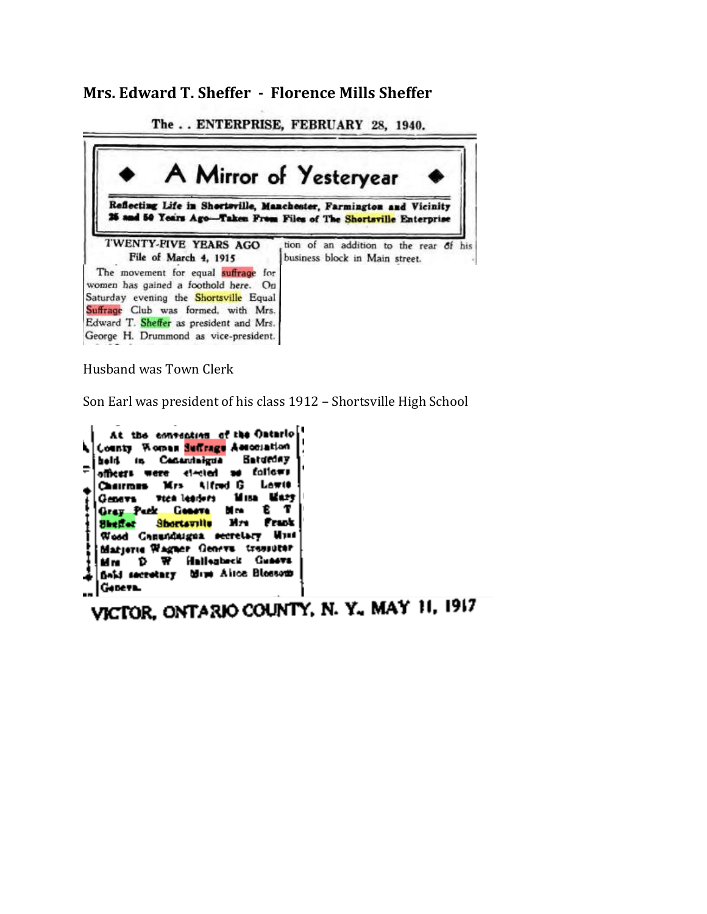## Mrs. Edward T. Sheffer - Florence Mills Sheffer

The . . ENTERPRISE, FEBRUARY 28, 1940.

### A Mirror of Yesteryear

**Reflecting Life in Shortsville, Manchester, Farmington and Vicinity 25 and 50 Years Ago—Taken From Files of The Shortsville Enterprise**

TWENTY-FIVE YEARS AGO
File of March 4, 1915

The movement for equal suffrage for women has gained a foothold here. On Saturday evening the Shortsville Equal Suffrage Club was formed, with Mrs. Edward T. Sheffer as president and Mrs. George H. Drummond as vice-president.

tion of an addition to the rear of his business block in Main street.

Husband was Town Clerk

Son Earl was president of his class 1912 – Shortsville High School

At the convention of the Ontario County Woman Suffrage Association held in Canandaigua Saturday officers were elected as follows Chairman Mrs Alfred G Lewis Geneva vice leaders Miss Mary Gray Park Geneva Mrs E T Sheffer Shortsville Mrs Frank Wood Canandaigua secretary Miss Marjorie Wagner Geneva treasurer Mrs D W Hallenbeck Geneva field secretary Miss Alice Blossom Geneva.

VICTOR, ONTARIO COUNTY, N. Y., MAY 11, 1917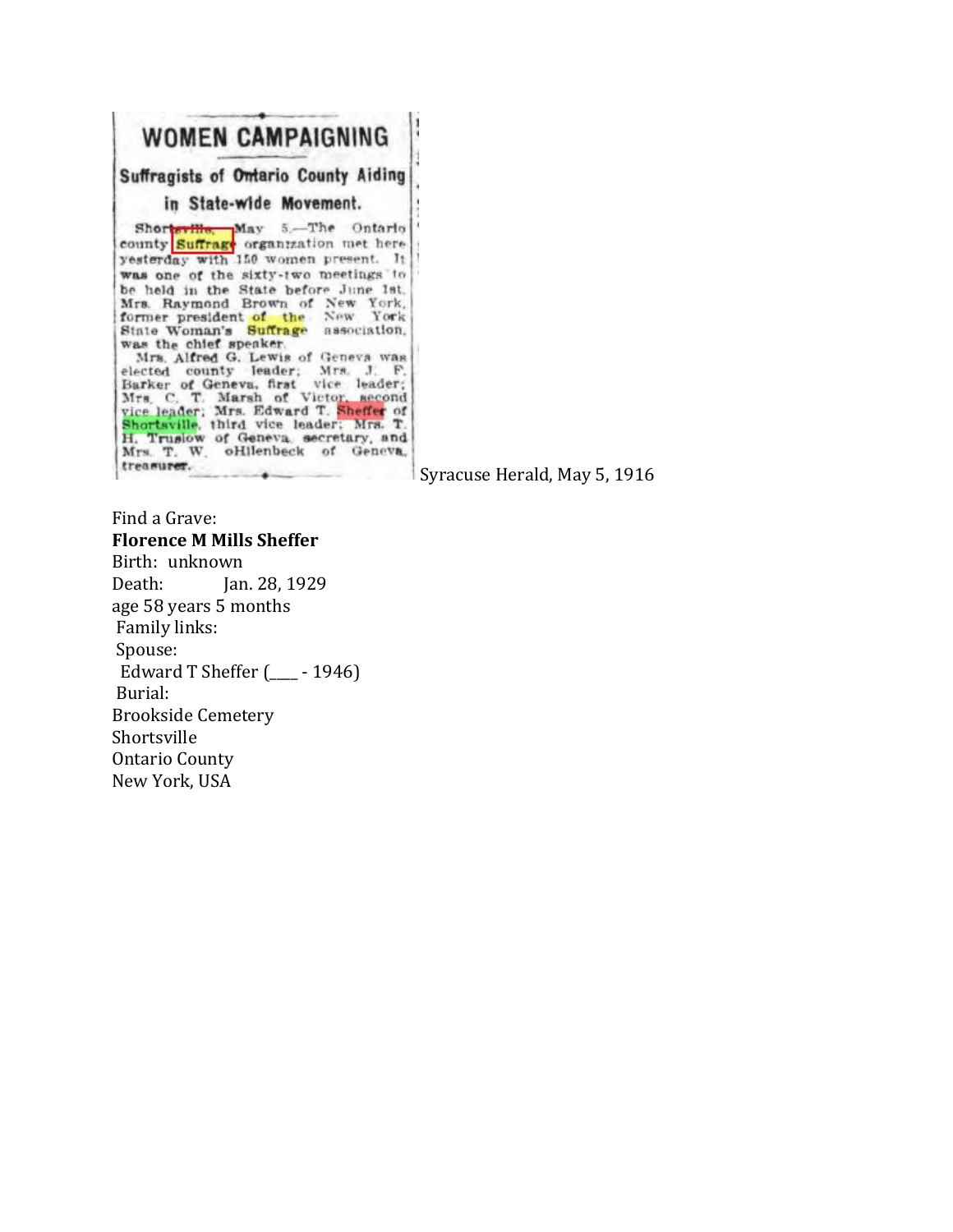# WOMEN CAMPAIGNING

## Suffragists of Ontario County Aiding in State-wide Movement.

Shortsville, May 5.—The Ontario county Suffrage organization met here yesterday with 150 women present. It was one of the sixty-two meetings to be held in the State before June 1st. Mrs. Raymond Brown of New York, former president of the New York State Woman's Suffrage association, was the chief speaker.

Mrs. Alfred G. Lewis of Geneva was elected county leader; Mrs. J. F. Barker of Geneva, first vice leader; Mrs. C. T. Marsh of Victor, second vice leader; Mrs. Edward T. Sheffer of Shortsville, third vice leader; Mrs. T. H. Truslow of Geneva, secretary, and Mrs. T. W. oHilenbeck of Geneva, treasurer.

Syracuse Herald, May 5, 1916

Find a Grave:
**Florence M Mills Sheffer**
Birth: unknown
Death: Jan. 28, 1929
age 58 years 5 months
Family links:
Spouse:
Edward T Sheffer (____ - 1946)
Burial:
Brookside Cemetery
Shortsville
Ontario County
New York, USA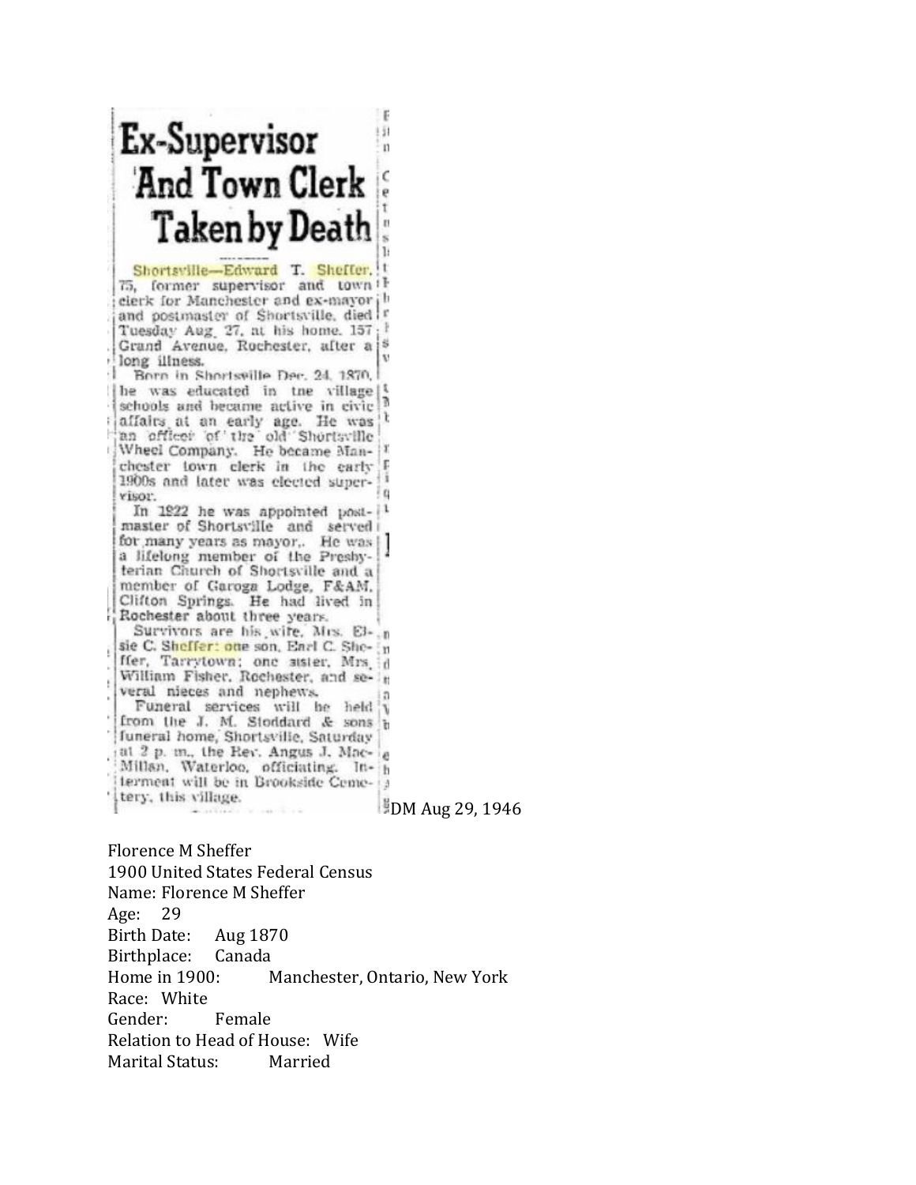# Ex-Supervisor And Town Clerk Taken by Death

Shortsville—Edward T. Sheffer, 75, former supervisor and town clerk for Manchester and ex-mayor and postmaster of Shortsville, died Tuesday Aug. 27, at his home. 157 Grand Avenue, Rochester, after a long illness.

Born in Shortsville Dec. 24, 1870, he was educated in the village schools and became active in civic affairs at an early age. He was an officer of the old Shortsville Wheel Company. He became Manchester town clerk in the early 1900s and later was elected supervisor.

In 1922 he was appointed postmaster of Shortsville and served for many years as mayor,. He was a lifelong member of the Presbyterian Church of Shortsville and a member of Garoga Lodge, F&AM, Clifton Springs. He had lived in Rochester about three years.

Survivors are his wife, Mrs. Elsie C. Sheffer; one son, Earl C. Sheffer, Tarrytown; one sister, Mrs. William Fisher, Rochester, and several nieces and nephews.

Funeral services will be held from the J. M. Stoddard & sons funeral home, Shortsville, Saturday at 2 p. m., the Rev. Angus J. MacMillan, Waterloo, officiating. Interment will be in Brookside Cemetery, this village.

DM Aug 29, 1946

Florence M Sheffer
1900 United States Federal Census
Name: Florence M Sheffer
Age: 29
Birth Date: Aug 1870
Birthplace: Canada
Home in 1900: Manchester, Ontario, New York
Race: White
Gender: Female
Relation to Head of House: Wife
Marital Status: Married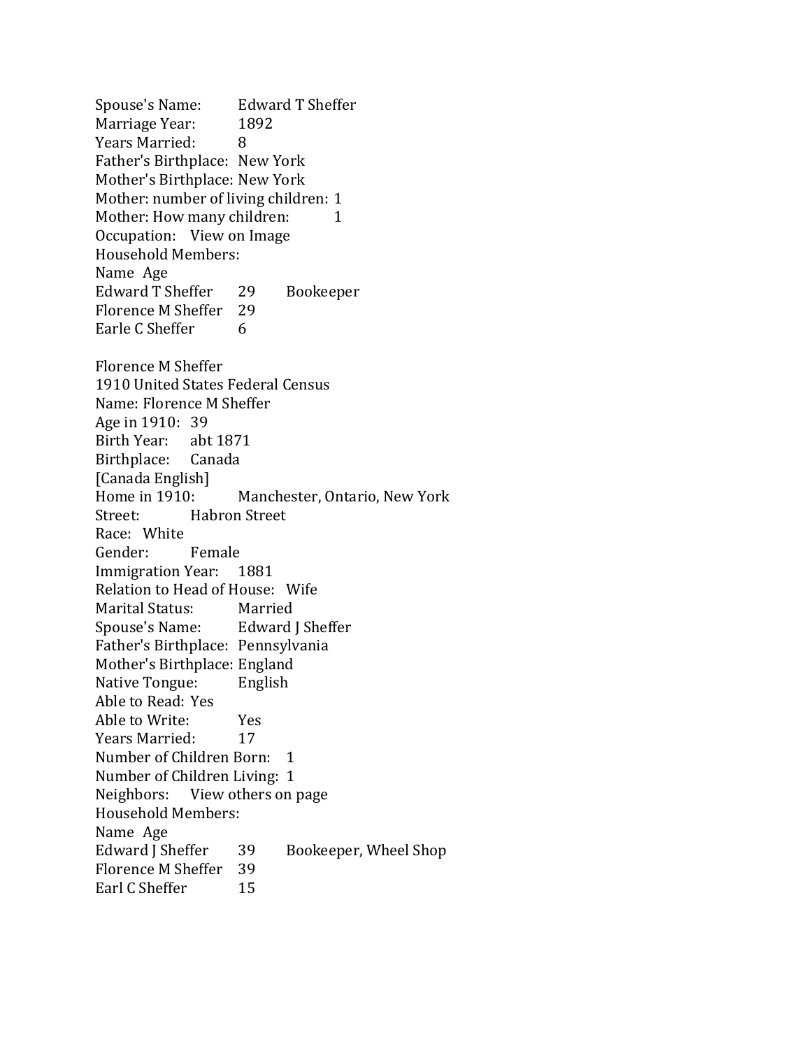Spouse's Name: Edward T Sheffer
Marriage Year: 1892
Years Married: 8
Father's Birthplace: New York
Mother's Birthplace: New York
Mother: number of living children: 1
Mother: How many children: 1
Occupation: View on Image
Household Members:

| Name | Age | |
|---|---|---|
| Edward T Sheffer | 29 | Bookeeper |
| Florence M Sheffer | 29 | |
| Earle C Sheffer | 6 | |

Florence M Sheffer
1910 United States Federal Census
Name: Florence M Sheffer
Age in 1910: 39
Birth Year: abt 1871
Birthplace: Canada
[Canada English]
Home in 1910: Manchester, Ontario, New York
Street: Habron Street
Race: White
Gender: Female
Immigration Year: 1881
Relation to Head of House: Wife
Marital Status: Married
Spouse's Name: Edward J Sheffer
Father's Birthplace: Pennsylvania
Mother's Birthplace: England
Native Tongue: English
Able to Read: Yes
Able to Write: Yes
Years Married: 17
Number of Children Born: 1
Number of Children Living: 1
Neighbors: View others on page
Household Members:

| Name | Age | |
|---|---|---|
| Edward J Sheffer | 39 | Bookeeper, Wheel Shop |
| Florence M Sheffer | 39 | |
| Earl C Sheffer | 15 | |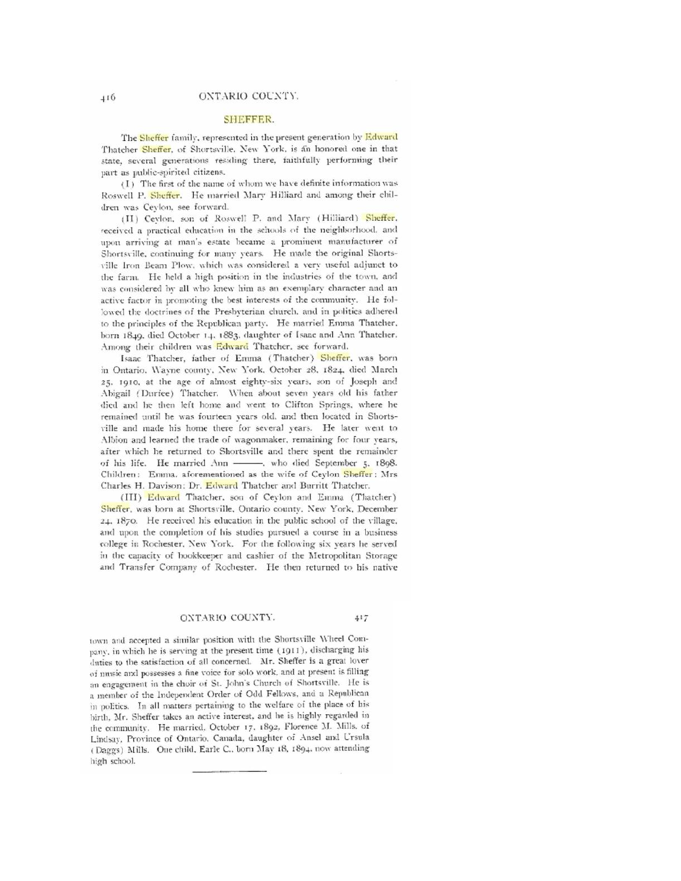## SHEFFER.

The Sheffer family, represented in the present generation by Edward Thatcher Sheffer, of Shortsville, New York, is an honored one in that state, several generations residing there, faithfully performing their part as public-spirited citizens.

(I) The first of the name of whom we have definite information was Roswell P. Sheffer. He married Mary Hilliard and among their children was Ceylon, see forward.

(II) Ceylon, son of Roswell P. and Mary (Hilliard) Sheffer, received a practical education in the schools of the neighborhood, and upon arriving at man's estate became a prominent manufacturer of Shortsville, continuing for many years. He made the original Shortsville Iron Beam Plow, which was considered a very useful adjunct to the farm. He held a high position in the industries of the town, and was considered by all who knew him as an exemplary character and an active factor in promoting the best interests of the community. He followed the doctrines of the Presbyterian church, and in politics adhered to the principles of the Republican party. He married Emma Thatcher, born 1849, died October 14, 1883, daughter of Isaac and Ann Thatcher. Among their children was Edward Thatcher, see forward.

Isaac Thatcher, father of Emma (Thatcher) Sheffer, was born in Ontario, Wayne county, New York, October 28, 1824, died March 25, 1910, at the age of almost eighty-six years, son of Joseph and Abigail (Durfee) Thatcher. When about seven years old his father died and he then left home and went to Clifton Springs, where he remained until he was fourteen years old, and then located in Shortsville and made his home there for several years. He later went to Albion and learned the trade of wagonmaker, remaining for four years, after which he returned to Shortsville and there spent the remainder of his life. He married Ann ———, who died September 5, 1898. Children: Emma, aforementioned as the wife of Ceylon Sheffer; Mrs Charles H. Davison; Dr. Edward Thatcher and Burritt Thatcher.

(III) Edward Thatcher, son of Ceylon and Emma (Thatcher) Sheffer, was born at Shortsville, Ontario county, New York, December 24, 1870. He received his education in the public school of the village, and upon the completion of his studies pursued a course in a business college in Rochester, New York. For the following six years he served in the capacity of bookkeeper and cashier of the Metropolitan Storage and Transfer Company of Rochester. He then returned to his native town and accepted a similar position with the Shortsville Wheel Company, in which he is serving at the present time (1911), discharging his duties to the satisfaction of all concerned. Mr. Sheffer is a great lover of music and possesses a fine voice for solo work, and at present is filling an engagement in the choir of St. John's Church of Shortsville. He is a member of the Independent Order of Odd Fellows, and a Republican in politics. In all matters pertaining to the welfare of the place of his birth, Mr. Sheffer takes an active interest, and he is highly regarded in the community. He married, October 17, 1892, Florence M. Mills, of Lindsay, Province of Ontario, Canada, daughter of Ansel and Ursula (Daggs) Mills. One child, Earle C., born May 18, 1894, now attending high school.

---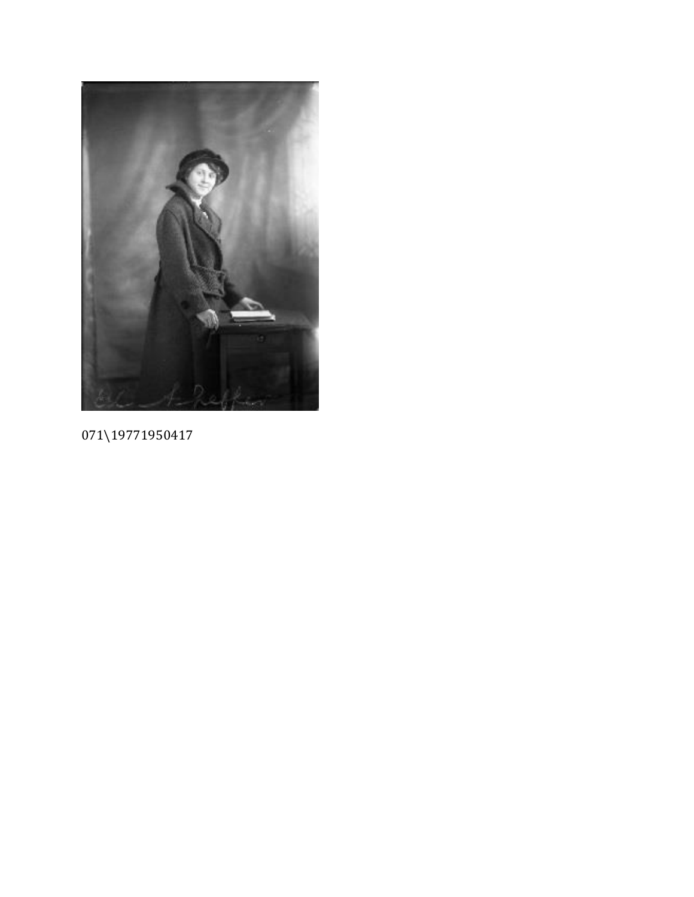071\19771950417